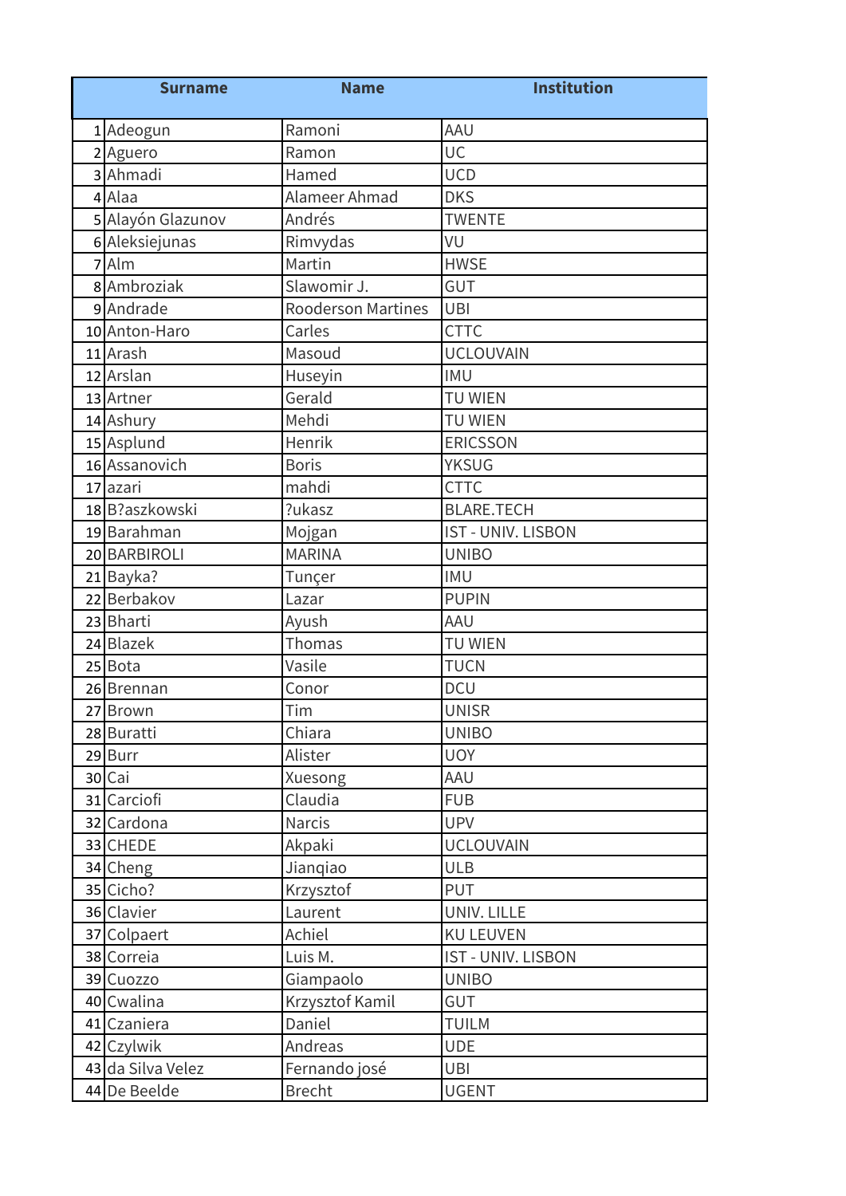|  | Surname | Name | Institution |
|---|---|---|---|
| 1 | Adeogun | Ramoni | AAU |
| 2 | Aguero | Ramon | UC |
| 3 | Ahmadi | Hamed | UCD |
| 4 | Alaa | Alameer Ahmad | DKS |
| 5 | Alayón Glazunov | Andrés | TWENTE |
| 6 | Aleksiejunas | Rimvydas | VU |
| 7 | Alm | Martin | HWSE |
| 8 | Ambroziak | Slawomir J. | GUT |
| 9 | Andrade | Rooderson Martines | UBI |
| 10 | Anton-Haro | Carles | CTTC |
| 11 | Arash | Masoud | UCLOUVAIN |
| 12 | Arslan | Huseyin | IMU |
| 13 | Artner | Gerald | TU WIEN |
| 14 | Ashury | Mehdi | TU WIEN |
| 15 | Asplund | Henrik | ERICSSON |
| 16 | Assanovich | Boris | YKSUG |
| 17 | azari | mahdi | CTTC |
| 18 | B?aszkowski | ?ukasz | BLARE.TECH |
| 19 | Barahman | Mojgan | IST - UNIV. LISBON |
| 20 | BARBIROLI | MARINA | UNIBO |
| 21 | Bayka? | Tunçer | IMU |
| 22 | Berbakov | Lazar | PUPIN |
| 23 | Bharti | Ayush | AAU |
| 24 | Blazek | Thomas | TU WIEN |
| 25 | Bota | Vasile | TUCN |
| 26 | Brennan | Conor | DCU |
| 27 | Brown | Tim | UNISR |
| 28 | Buratti | Chiara | UNIBO |
| 29 | Burr | Alister | UOY |
| 30 | Cai | Xuesong | AAU |
| 31 | Carciofi | Claudia | FUB |
| 32 | Cardona | Narcis | UPV |
| 33 | CHEDE | Akpaki | UCLOUVAIN |
| 34 | Cheng | Jianqiao | ULB |
| 35 | Cicho? | Krzysztof | PUT |
| 36 | Clavier | Laurent | UNIV. LILLE |
| 37 | Colpaert | Achiel | KU LEUVEN |
| 38 | Correia | Luis M. | IST - UNIV. LISBON |
| 39 | Cuozzo | Giampaolo | UNIBO |
| 40 | Cwalina | Krzysztof Kamil | GUT |
| 41 | Czaniera | Daniel | TUILM |
| 42 | Czylwik | Andreas | UDE |
| 43 | da Silva Velez | Fernando josé | UBI |
| 44 | De Beelde | Brecht | UGENT |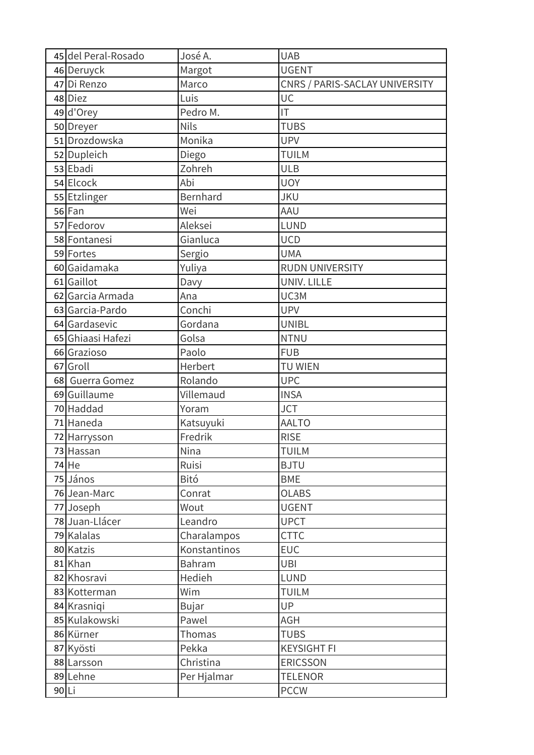| 45 | del Peral-Rosado | José A. | UAB |
|---|---|---|---|
| 46 | Deruyck | Margot | UGENT |
| 47 | Di Renzo | Marco | CNRS / PARIS-SACLAY UNIVERSITY |
| 48 | Diez | Luis | UC |
| 49 | d'Orey | Pedro M. | IT |
| 50 | Dreyer | Nils | TUBS |
| 51 | Drozdowska | Monika | UPV |
| 52 | Dupleich | Diego | TUILM |
| 53 | Ebadi | Zohreh | ULB |
| 54 | Elcock | Abi | UOY |
| 55 | Etzlinger | Bernhard | JKU |
| 56 | Fan | Wei | AAU |
| 57 | Fedorov | Aleksei | LUND |
| 58 | Fontanesi | Gianluca | UCD |
| 59 | Fortes | Sergio | UMA |
| 60 | Gaidamaka | Yuliya | RUDN UNIVERSITY |
| 61 | Gaillot | Davy | UNIV. LILLE |
| 62 | Garcia Armada | Ana | UC3M |
| 63 | Garcia-Pardo | Conchi | UPV |
| 64 | Gardasevic | Gordana | UNIBL |
| 65 | Ghiaasi Hafezi | Golsa | NTNU |
| 66 | Grazioso | Paolo | FUB |
| 67 | Groll | Herbert | TU WIEN |
| 68 | Guerra Gomez | Rolando | UPC |
| 69 | Guillaume | Villemaud | INSA |
| 70 | Haddad | Yoram | JCT |
| 71 | Haneda | Katsuyuki | AALTO |
| 72 | Harrysson | Fredrik | RISE |
| 73 | Hassan | Nina | TUILM |
| 74 | He | Ruisi | BJTU |
| 75 | János | Bitó | BME |
| 76 | Jean-Marc | Conrat | OLABS |
| 77 | Joseph | Wout | UGENT |
| 78 | Juan-Llácer | Leandro | UPCT |
| 79 | Kalalas | Charalampos | CTTC |
| 80 | Katzis | Konstantinos | EUC |
| 81 | Khan | Bahram | UBI |
| 82 | Khosravi | Hedieh | LUND |
| 83 | Kotterman | Wim | TUILM |
| 84 | Krasniqi | Bujar | UP |
| 85 | Kulakowski | Pawel | AGH |
| 86 | Kürner | Thomas | TUBS |
| 87 | Kyösti | Pekka | KEYSIGHT FI |
| 88 | Larsson | Christina | ERICSSON |
| 89 | Lehne | Per Hjalmar | TELENOR |
| 90 | Li | | PCCW |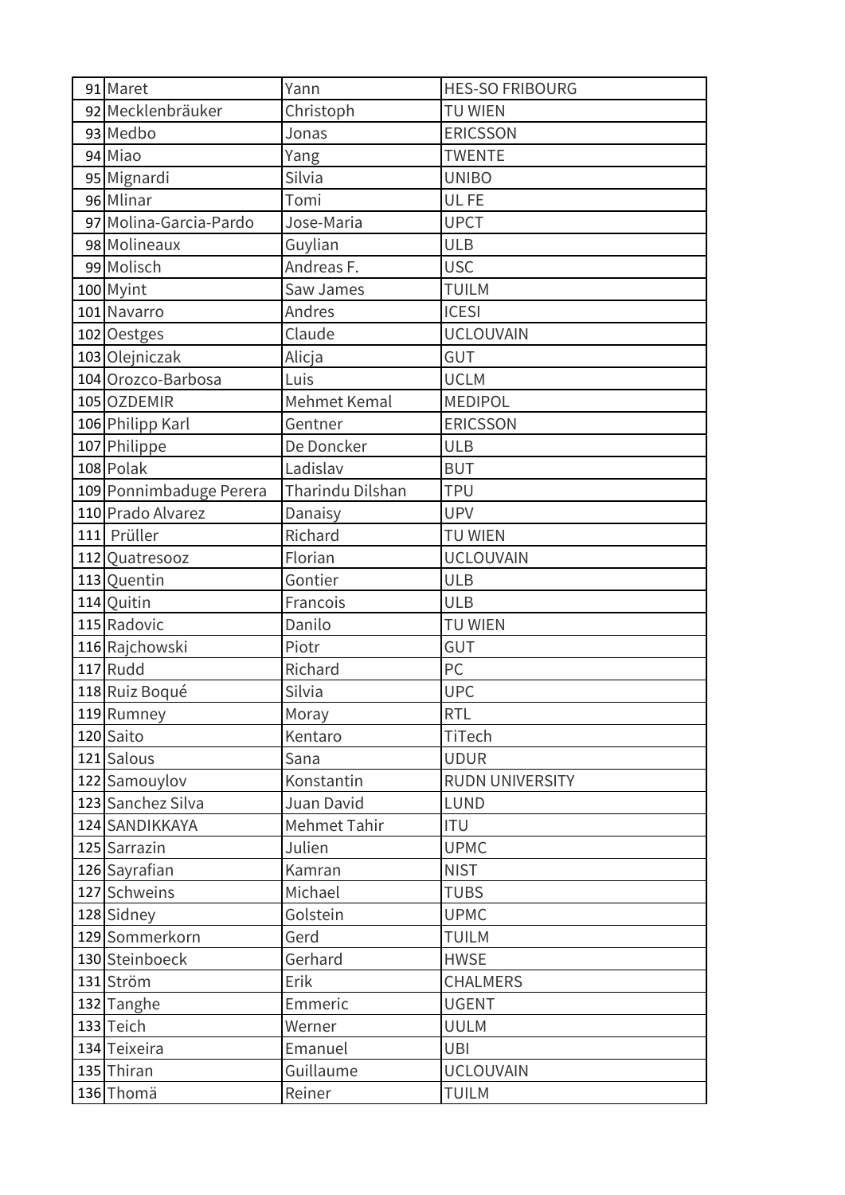| 91 | Maret | Yann | HES-SO FRIBOURG |
|---|---|---|---|
| 92 | Mecklenbräuker | Christoph | TU WIEN |
| 93 | Medbo | Jonas | ERICSSON |
| 94 | Miao | Yang | TWENTE |
| 95 | Mignardi | Silvia | UNIBO |
| 96 | Mlinar | Tomi | UL FE |
| 97 | Molina-Garcia-Pardo | Jose-Maria | UPCT |
| 98 | Molineaux | Guylian | ULB |
| 99 | Molisch | Andreas F. | USC |
| 100 | Myint | Saw James | TUILM |
| 101 | Navarro | Andres | ICESI |
| 102 | Oestges | Claude | UCLOUVAIN |
| 103 | Olejniczak | Alicja | GUT |
| 104 | Orozco-Barbosa | Luis | UCLM |
| 105 | OZDEMIR | Mehmet Kemal | MEDIPOL |
| 106 | Philipp Karl | Gentner | ERICSSON |
| 107 | Philippe | De Doncker | ULB |
| 108 | Polak | Ladislav | BUT |
| 109 | Ponnimbaduge Perera | Tharindu Dilshan | TPU |
| 110 | Prado Alvarez | Danaisy | UPV |
| 111 | Prüller | Richard | TU WIEN |
| 112 | Quatresooz | Florian | UCLOUVAIN |
| 113 | Quentin | Gontier | ULB |
| 114 | Quitin | Francois | ULB |
| 115 | Radovic | Danilo | TU WIEN |
| 116 | Rajchowski | Piotr | GUT |
| 117 | Rudd | Richard | PC |
| 118 | Ruiz Boqué | Silvia | UPC |
| 119 | Rumney | Moray | RTL |
| 120 | Saito | Kentaro | TiTech |
| 121 | Salous | Sana | UDUR |
| 122 | Samouylov | Konstantin | RUDN UNIVERSITY |
| 123 | Sanchez Silva | Juan David | LUND |
| 124 | SANDIKKAYA | Mehmet Tahir | ITU |
| 125 | Sarrazin | Julien | UPMC |
| 126 | Sayrafian | Kamran | NIST |
| 127 | Schweins | Michael | TUBS |
| 128 | Sidney | Golstein | UPMC |
| 129 | Sommerkorn | Gerd | TUILM |
| 130 | Steinboeck | Gerhard | HWSE |
| 131 | Ström | Erik | CHALMERS |
| 132 | Tanghe | Emmeric | UGENT |
| 133 | Teich | Werner | UULM |
| 134 | Teixeira | Emanuel | UBI |
| 135 | Thiran | Guillaume | UCLOUVAIN |
| 136 | Thomä | Reiner | TUILM |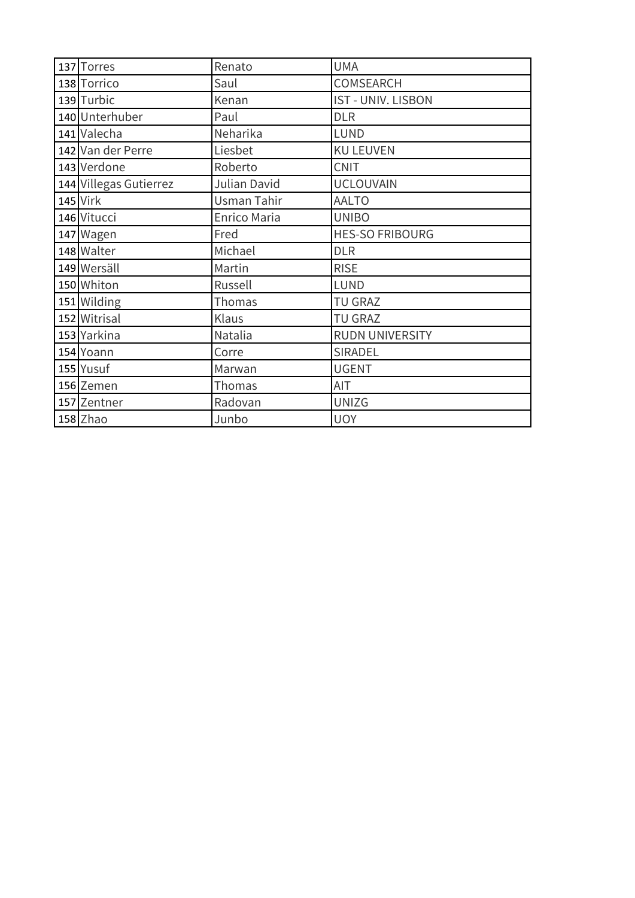| | | | |
|---|---|---|---|
| 137 | Torres | Renato | UMA |
| 138 | Torrico | Saul | COMSEARCH |
| 139 | Turbic | Kenan | IST - UNIV. LISBON |
| 140 | Unterhuber | Paul | DLR |
| 141 | Valecha | Neharika | LUND |
| 142 | Van der Perre | Liesbet | KU LEUVEN |
| 143 | Verdone | Roberto | CNIT |
| 144 | Villegas Gutierrez | Julian David | UCLOUVAIN |
| 145 | Virk | Usman Tahir | AALTO |
| 146 | Vitucci | Enrico Maria | UNIBO |
| 147 | Wagen | Fred | HES-SO FRIBOURG |
| 148 | Walter | Michael | DLR |
| 149 | Wersäll | Martin | RISE |
| 150 | Whiton | Russell | LUND |
| 151 | Wilding | Thomas | TU GRAZ |
| 152 | Witrisal | Klaus | TU GRAZ |
| 153 | Yarkina | Natalia | RUDN UNIVERSITY |
| 154 | Yoann | Corre | SIRADEL |
| 155 | Yusuf | Marwan | UGENT |
| 156 | Zemen | Thomas | AIT |
| 157 | Zentner | Radovan | UNIZG |
| 158 | Zhao | Junbo | UOY |